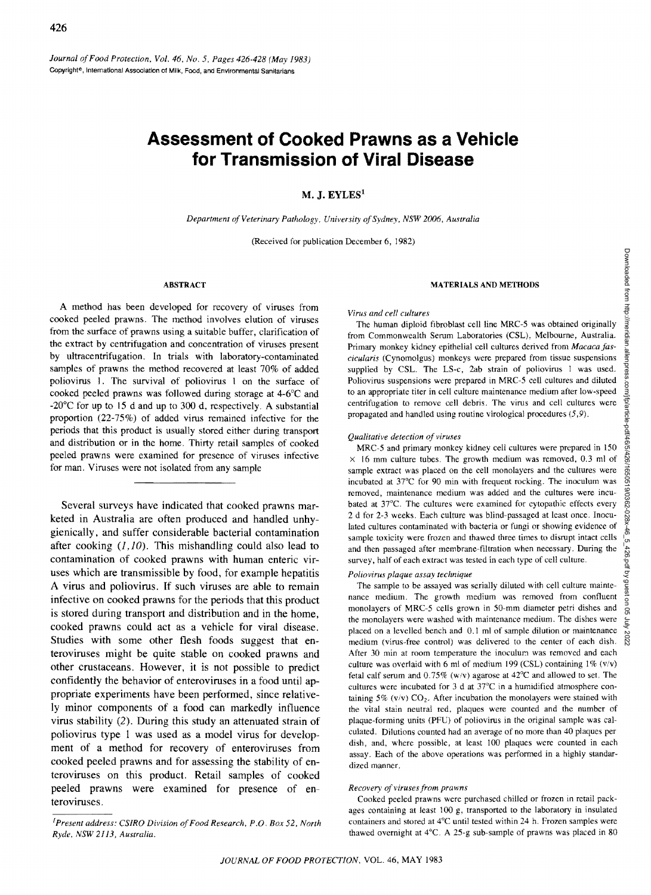Journal of Food Protection, Vol. 46, No. 5, Pages 426-428 (May 1983)
Copyright©, International Association of Milk, Food, and Environmental Sanitarians

# Assessment of Cooked Prawns as a Vehicle for Transmission of Viral Disease

**M. J. EYLES**[1]

*Department of Veterinary Pathology, University of Sydney, NSW 2006, Australia*

(Received for publication December 6, 1982)

## ABSTRACT

A method has been developed for recovery of viruses from cooked peeled prawns. The method involves elution of viruses from the surface of prawns using a suitable buffer, clarification of the extract by centrifugation and concentration of viruses present by ultracentrifugation. In trials with laboratory-contaminated samples of prawns the method recovered at least 70% of added poliovirus 1. The survival of poliovirus 1 on the surface of cooked peeled prawns was followed during storage at 4-6°C and -20°C for up to 15 d and up to 300 d, respectively. A substantial proportion (22-75%) of added virus remained infective for the periods that this product is usually stored either during transport and distribution or in the home. Thirty retail samples of cooked peeled prawns were examined for presence of viruses infective for man. Viruses were not isolated from any sample

---

Several surveys have indicated that cooked prawns marketed in Australia are often produced and handled unhygienically, and suffer considerable bacterial contamination after cooking (*1,10*). This mishandling could also lead to contamination of cooked prawns with human enteric viruses which are transmissible by food, for example hepatitis A virus and poliovirus. If such viruses are able to remain infective on cooked prawns for the periods that this product is stored during transport and distribution and in the home, cooked prawns could act as a vehicle for viral disease. Studies with some other flesh foods suggest that enteroviruses might be quite stable on cooked prawns and other crustaceans. However, it is not possible to predict confidently the behavior of enteroviruses in a food until appropriate experiments have been performed, since relatively minor components of a food can markedly influence virus stability (*2*). During this study an attenuated strain of poliovirus type 1 was used as a model virus for development of a method for recovery of enteroviruses from cooked peeled prawns and for assessing the stability of enteroviruses on this product. Retail samples of cooked peeled prawns were examined for presence of enteroviruses.

[1]*Present address: CSIRO Division of Food Research, P.O. Box 52, North Ryde, NSW 2113, Australia.*

## MATERIALS AND METHODS

### *Virus and cell cultures*

The human diploid fibroblast cell line MRC-5 was obtained originally from Commonwealth Serum Laboratories (CSL), Melbourne, Australia. Primary monkey kidney epithelial cell cultures derived from *Macaca fascicularis* (Cynomolgus) monkeys were prepared from tissue suspensions supplied by CSL. The LS-c, 2ab strain of poliovirus 1 was used. Poliovirus suspensions were prepared in MRC-5 cell cultures and diluted to an appropriate titer in cell culture maintenance medium after low-speed centrifugation to remove cell debris. The virus and cell cultures were propagated and handled using routine virological procedures (*5,9*).

### *Qualitative detection of viruses*

MRC-5 and primary monkey kidney cell cultures were prepared in 150 × 16 mm culture tubes. The growth medium was removed, 0.3 ml of sample extract was placed on the cell monolayers and the cultures were incubated at 37°C for 90 min with frequent rocking. The inoculum was removed, maintenance medium was added and the cultures were incubated at 37°C. The cultures were examined for cytopathic effects every 2 d for 2-3 weeks. Each culture was blind-passaged at least once. Inoculated cultures contaminated with bacteria or fungi or showing evidence of sample toxicity were frozen and thawed three times to disrupt intact cells and then passaged after membrane-filtration when necessary. During the survey, half of each extract was tested in each type of cell culture.

### *Poliovirus plaque assay technique*

The sample to be assayed was serially diluted with cell culture maintenance medium. The growth medium was removed from confluent monolayers of MRC-5 cells grown in 50-mm diameter petri dishes and the monolayers were washed with maintenance medium. The dishes were placed on a levelled bench and 0.1 ml of sample dilution or maintenance medium (virus-free control) was delivered to the center of each dish. After 30 min at room temperature the inoculum was removed and each culture was overlaid with 6 ml of medium 199 (CSL) containing 1% (v/v) fetal calf serum and 0.75% (w/v) agarose at 42°C and allowed to set. The cultures were incubated for 3 d at 37°C in a humidified atmosphere containing 5% (v/v) $CO_2$. After incubation the monolayers were stained with the vital stain neutral red, plaques were counted and the number of plaque-forming units (PFU) of poliovirus in the original sample was calculated. Dilutions counted had an average of no more than 40 plaques per dish, and, where possible, at least 100 plaques were counted in each assay. Each of the above operations was performed in a highly standardized manner.

### *Recovery of viruses from prawns*

Cooked peeled prawns were purchased chilled or frozen in retail packages containing at least 100 g, transported to the laboratory in insulated containers and stored at 4°C until tested within 24 h. Frozen samples were thawed overnight at 4°C. A 25-g sub-sample of prawns was placed in 80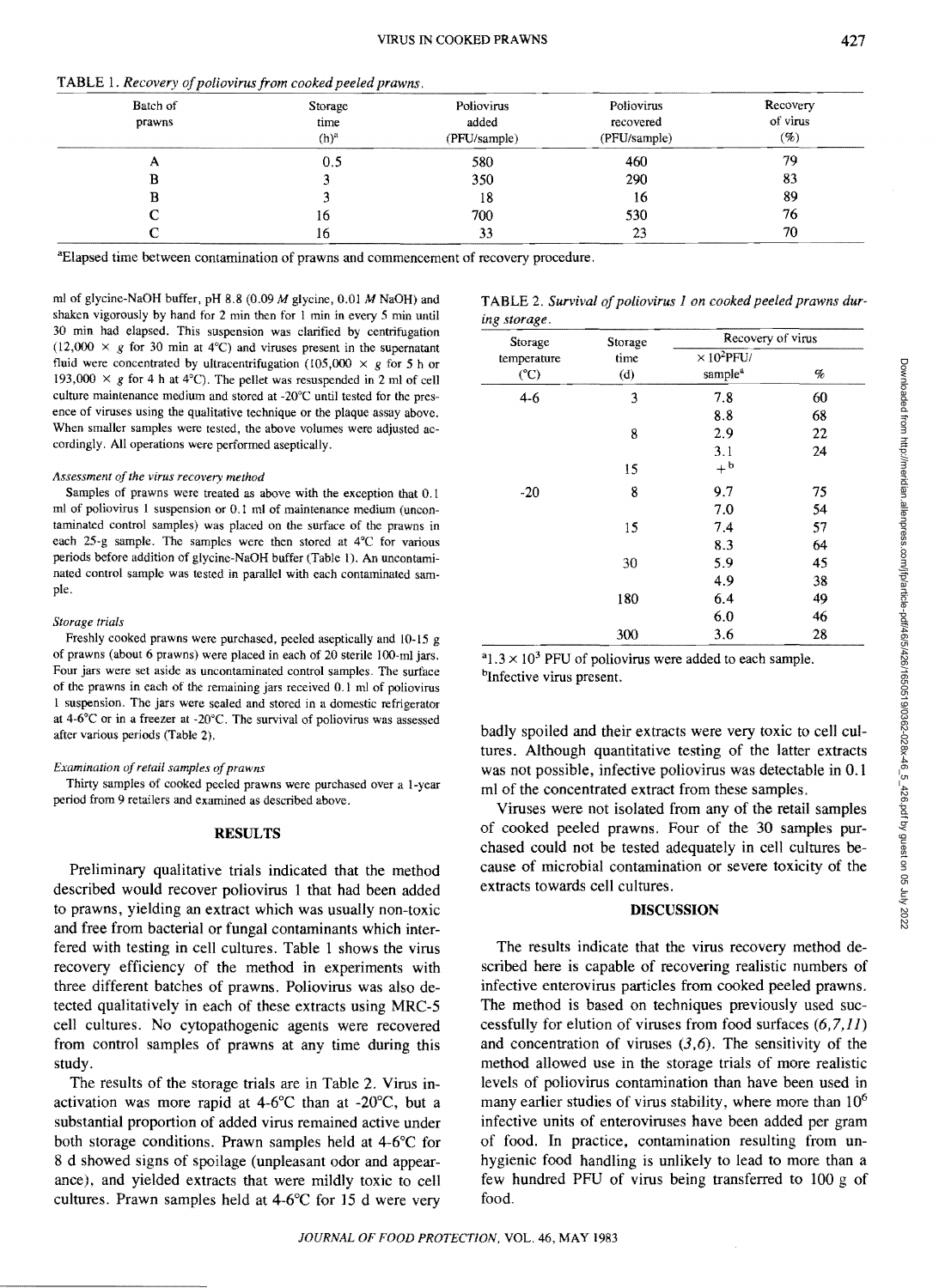TABLE 1. *Recovery of poliovirus from cooked peeled prawns.*

| Batch of prawns | Storage time (h)[a] | Poliovirus added (PFU/sample) | Poliovirus recovered (PFU/sample) | Recovery of virus (%) |
|---|---|---|---|---|
| A | 0.5 | 580 | 460 | 79 |
| B | 3 | 350 | 290 | 83 |
| B | 3 | 18 | 16 | 89 |
| C | 16 | 700 | 530 | 76 |
| C | 16 | 33 | 23 | 70 |

[a]Elapsed time between contamination of prawns and commencement of recovery procedure.

ml of glycine-NaOH buffer, pH 8.8 (0.09 *M* glycine, 0.01 *M* NaOH) and shaken vigorously by hand for 2 min then for 1 min in every 5 min until 30 min had elapsed. This suspension was clarified by centrifugation (12,000 × *g* for 30 min at 4°C) and viruses present in the supernatant fluid were concentrated by ultracentrifugation (105,000 × *g* for 5 h or 193,000 × *g* for 4 h at 4°C). The pellet was resuspended in 2 ml of cell culture maintenance medium and stored at -20°C until tested for the presence of viruses using the qualitative technique or the plaque assay above. When smaller samples were tested, the above volumes were adjusted accordingly. All operations were performed aseptically.

*Assessment of the virus recovery method*

Samples of prawns were treated as above with the exception that 0.1 ml of poliovirus 1 suspension or 0.1 ml of maintenance medium (uncontaminated control samples) was placed on the surface of the prawns in each 25-g sample. The samples were then stored at 4°C for various periods before addition of glycine-NaOH buffer (Table 1). An uncontaminated control sample was tested in parallel with each contaminated sample.

*Storage trials*

Freshly cooked prawns were purchased, peeled aseptically and 10-15 g of prawns (about 6 prawns) were placed in each of 20 sterile 100-ml jars. Four jars were set aside as uncontaminated control samples. The surface of the prawns in each of the remaining jars received 0.1 ml of poliovirus 1 suspension. The jars were sealed and stored in a domestic refrigerator at 4-6°C or in a freezer at -20°C. The survival of poliovirus was assessed after various periods (Table 2).

*Examination of retail samples of prawns*

Thirty samples of cooked peeled prawns were purchased over a 1-year period from 9 retailers and examined as described above.

## RESULTS

Preliminary qualitative trials indicated that the method described would recover poliovirus 1 that had been added to prawns, yielding an extract which was usually non-toxic and free from bacterial or fungal contaminants which interfered with testing in cell cultures. Table 1 shows the virus recovery efficiency of the method in experiments with three different batches of prawns. Poliovirus was also detected qualitatively in each of these extracts using MRC-5 cell cultures. No cytopathogenic agents were recovered from control samples of prawns at any time during this study.

The results of the storage trials are in Table 2. Virus inactivation was more rapid at 4-6°C than at -20°C, but a substantial proportion of added virus remained active under both storage conditions. Prawn samples held at 4-6°C for 8 d showed signs of spoilage (unpleasant odor and appearance), and yielded extracts that were mildly toxic to cell cultures. Prawn samples held at 4-6°C for 15 d were very badly spoiled and their extracts were very toxic to cell cultures. Although quantitative testing of the latter extracts was not possible, infective poliovirus was detectable in 0.1 ml of the concentrated extract from these samples.

TABLE 2. *Survival of poliovirus 1 on cooked peeled prawns during storage.*

| Storage temperature (°C) | Storage time (d) | Recovery of virus | |
|---|---|---|---|
| | | $\times 10^2$PFU/ sample[a] | % |
| 4-6 | 3 | 7.8 | 60 |
| | | 8.8 | 68 |
| | 8 | 2.9 | 22 |
| | | 3.1 | 24 |
| | 15 | +[b] | |
| -20 | 8 | 9.7 | 75 |
| | | 7.0 | 54 |
| | 15 | 7.4 | 57 |
| | | 8.3 | 64 |
| | 30 | 5.9 | 45 |
| | | 4.9 | 38 |
| | 180 | 6.4 | 49 |
| | | 6.0 | 46 |
| | 300 | 3.6 | 28 |

[a]$1.3 \times 10^3$ PFU of poliovirus were added to each sample.
[b]Infective virus present.

Viruses were not isolated from any of the retail samples of cooked peeled prawns. Four of the 30 samples purchased could not be tested adequately in cell cultures because of microbial contamination or severe toxicity of the extracts towards cell cultures.

## DISCUSSION

The results indicate that the virus recovery method described here is capable of recovering realistic numbers of infective enterovirus particles from cooked peeled prawns. The method is based on techniques previously used successfully for elution of viruses from food surfaces (6,7,11) and concentration of viruses (3,6). The sensitivity of the method allowed use in the storage trials of more realistic levels of poliovirus contamination than have been used in many earlier studies of virus stability, where more than $10^6$ infective units of enteroviruses have been added per gram of food. In practice, contamination resulting from unhygienic food handling is unlikely to lead to more than a few hundred PFU of virus being transferred to 100 g of food.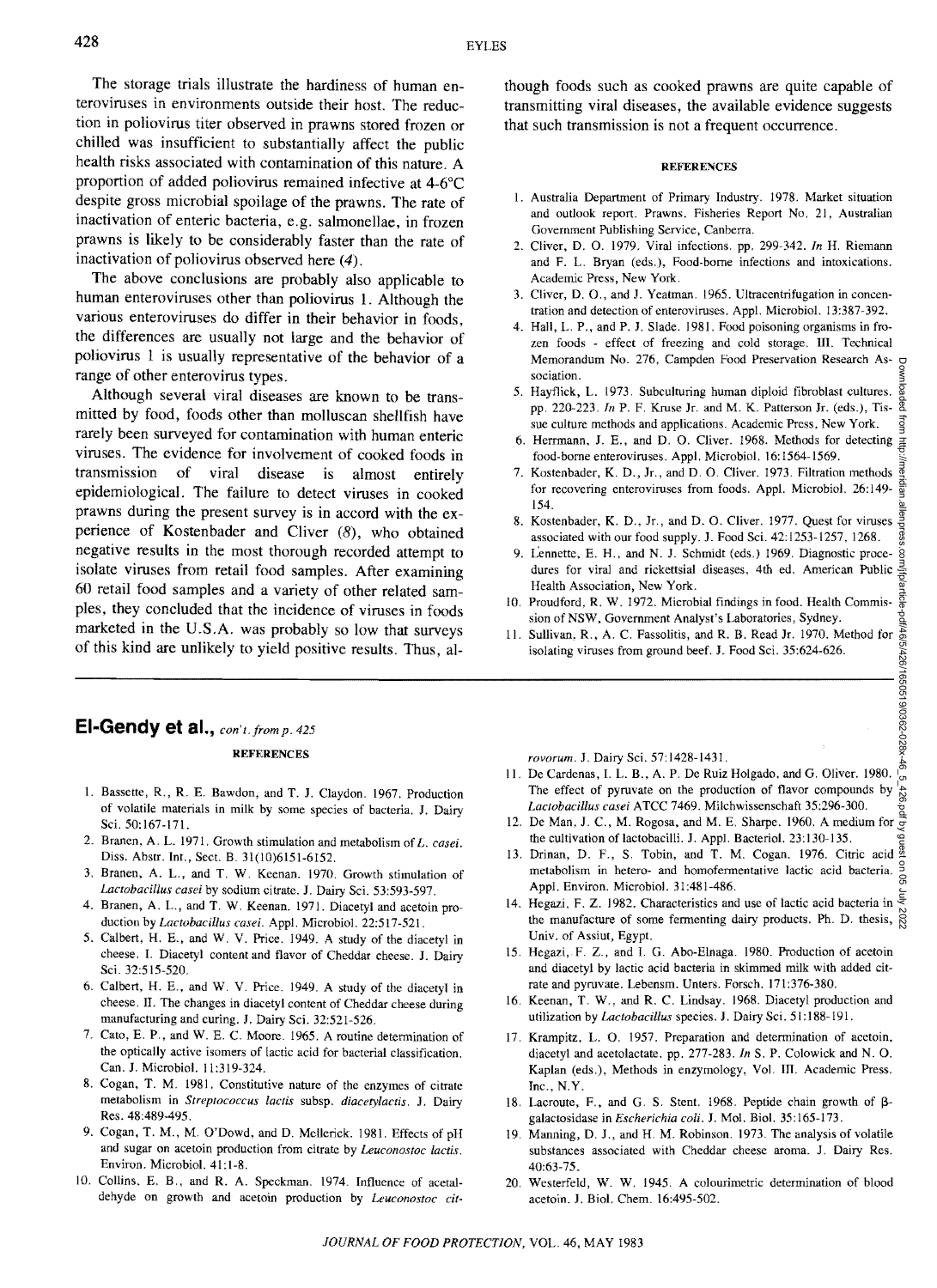The storage trials illustrate the hardiness of human enteroviruses in environments outside their host. The reduction in poliovirus titer observed in prawns stored frozen or chilled was insufficient to substantially affect the public health risks associated with contamination of this nature. A proportion of added poliovirus remained infective at 4-6°C despite gross microbial spoilage of the prawns. The rate of inactivation of enteric bacteria, e.g. salmonellae, in frozen prawns is likely to be considerably faster than the rate of inactivation of poliovirus observed here (*4*).

The above conclusions are probably also applicable to human enteroviruses other than poliovirus 1. Although the various enteroviruses do differ in their behavior in foods, the differences are usually not large and the behavior of poliovirus 1 is usually representative of the behavior of a range of other enterovirus types.

Although several viral diseases are known to be transmitted by food, foods other than molluscan shellfish have rarely been surveyed for contamination with human enteric viruses. The evidence for involvement of cooked foods in transmission of viral disease is almost entirely epidemiological. The failure to detect viruses in cooked prawns during the present survey is in accord with the experience of Kostenbader and Cliver (*8*), who obtained negative results in the most thorough recorded attempt to isolate viruses from retail food samples. After examining 60 retail food samples and a variety of other related samples, they concluded that the incidence of viruses in foods marketed in the U.S.A. was probably so low that surveys of this kind are unlikely to yield positive results. Thus, although foods such as cooked prawns are quite capable of transmitting viral diseases, the available evidence suggests that such transmission is not a frequent occurrence.

## REFERENCES

1. Australia Department of Primary Industry. 1978. Market situation and outlook report. Prawns. Fisheries Report No. 21, Australian Government Publishing Service, Canberra.
2. Cliver, D. O. 1979. Viral infections. pp. 299-342. *In* H. Riemann and F. L. Bryan (eds.), Food-borne infections and intoxications. Academic Press, New York.
3. Cliver, D. O., and J. Yeatman. 1965. Ultracentrifugation in concentration and detection of enteroviruses. Appl. Microbiol. 13:387-392.
4. Hall, L. P., and P. J. Slade. 1981. Food poisoning organisms in frozen foods - effect of freezing and cold storage. III. Technical Memorandum No. 276, Campden Food Preservation Research Association.
5. Hayflick, L. 1973. Subculturing human diploid fibroblast cultures. pp. 220-223. *In* P. F. Kruse Jr. and M. K. Patterson Jr. (eds.), Tissue culture methods and applications. Academic Press, New York.
6. Herrmann, J. E., and D. O. Cliver. 1968. Methods for detecting food-borne enteroviruses. Appl. Microbiol. 16:1564-1569.
7. Kostenbader, K. D., Jr., and D. O. Cliver. 1973. Filtration methods for recovering enteroviruses from foods. Appl. Microbiol. 26:149-154.
8. Kostenbader, K. D., Jr., and D. O. Cliver. 1977. Quest for viruses associated with our food supply. J. Food Sci. 42:1253-1257, 1268.
9. Lennette, E. H., and N. J. Schmidt (eds.) 1969. Diagnostic procedures for viral and rickettsial diseases, 4th ed. American Public Health Association, New York.
10. Proudford, R. W. 1972. Microbial findings in food. Health Commission of NSW, Government Analyst's Laboratories, Sydney.
11. Sullivan, R., A. C. Fassolitis, and R. B. Read Jr. 1970. Method for isolating viruses from ground beef. J. Food Sci. 35:624-626.

---

## El-Gendy et al., *con't. from p. 425*

### REFERENCES

1. Bassette, R., R. E. Bawdon, and T. J. Claydon. 1967. Production of volatile materials in milk by some species of bacteria. J. Dairy Sci. 50:167-171.
2. Branen, A. L. 1971. Growth stimulation and metabolism of *L. casei*. Diss. Abstr. Int., Sect. B. 31(10)6151-6152.
3. Branen, A. L., and T. W. Keenan. 1970. Growth stimulation of *Lactobacillus casei* by sodium citrate. J. Dairy Sci. 53:593-597.
4. Branen, A. L., and T. W. Keenan. 1971. Diacetyl and acetoin production by *Lactobacillus casei*. Appl. Microbiol. 22:517-521.
5. Calbert, H. E., and W. V. Price. 1949. A study of the diacetyl in cheese. I. Diacetyl content and flavor of Cheddar cheese. J. Dairy Sci. 32:515-520.
6. Calbert, H. E., and W. V. Price. 1949. A study of the diacetyl in cheese. II. The changes in diacetyl content of Cheddar cheese during manufacturing and curing. J. Dairy Sci. 32:521-526.
7. Cato, E. P., and W. E. C. Moore. 1965. A routine determination of the optically active isomers of lactic acid for bacterial classification. Can. J. Microbiol. 11:319-324.
8. Cogan, T. M. 1981. Constitutive nature of the enzymes of citrate metabolism in *Streptococcus lactis* subsp. *diacetylactis*. J. Dairy Res. 48:489-495.
9. Cogan, T. M., M. O'Dowd, and D. Mellerick. 1981. Effects of pH and sugar on acetoin production from citrate by *Leuconostoc lactis*. Environ. Microbiol. 41:1-8.
10. Collins, E. B., and R. A. Speckman. 1974. Influence of acetaldehyde on growth and acetoin production by *Leuconostoc citrovorum*. J. Dairy Sci. 57:1428-1431.
11. De Cardenas, I. L. B., A. P. De Ruiz Holgado, and G. Oliver. 1980. The effect of pyruvate on the production of flavor compounds by *Lactobacillus casei* ATCC 7469. Milchwissenschaft 35:296-300.
12. De Man, J. C., M. Rogosa, and M. E. Sharpe. 1960. A medium for the cultivation of lactobacilli. J. Appl. Bacteriol. 23:130-135.
13. Drinan, D. F., S. Tobin, and T. M. Cogan. 1976. Citric acid metabolism in hetero- and homofermentative lactic acid bacteria. Appl. Environ. Microbiol. 31:481-486.
14. Hegazi, F. Z. 1982. Characteristics and use of lactic acid bacteria in the manufacture of some fermenting dairy products. Ph. D. thesis, Univ. of Assiut, Egypt.
15. Hegazi, F. Z., and I. G. Abo-Elnaga. 1980. Production of acetoin and diacetyl by lactic acid bacteria in skimmed milk with added citrate and pyruvate. Lebensm. Unters. Forsch. 171:376-380.
16. Keenan, T. W., and R. C. Lindsay. 1968. Diacetyl production and utilization by *Lactobacillus* species. J. Dairy Sci. 51:188-191.
17. Krampitz, L. O. 1957. Preparation and determination of acetoin, diacetyl and acetolactate. pp. 277-283. *In* S. P. Colowick and N. O. Kaplan (eds.), Methods in enzymology, Vol. III. Academic Press. Inc., N.Y.
18. Lacroute, F., and G. S. Stent. 1968. Peptide chain growth of β-galactosidase in *Escherichia coli*. J. Mol. Biol. 35:165-173.
19. Manning, D. J., and H. M. Robinson. 1973. The analysis of volatile substances associated with Cheddar cheese aroma. J. Dairy Res. 40:63-75.
20. Westerfeld, W. W. 1945. A colourimetric determination of blood acetoin. J. Biol. Chem. 16:495-502.